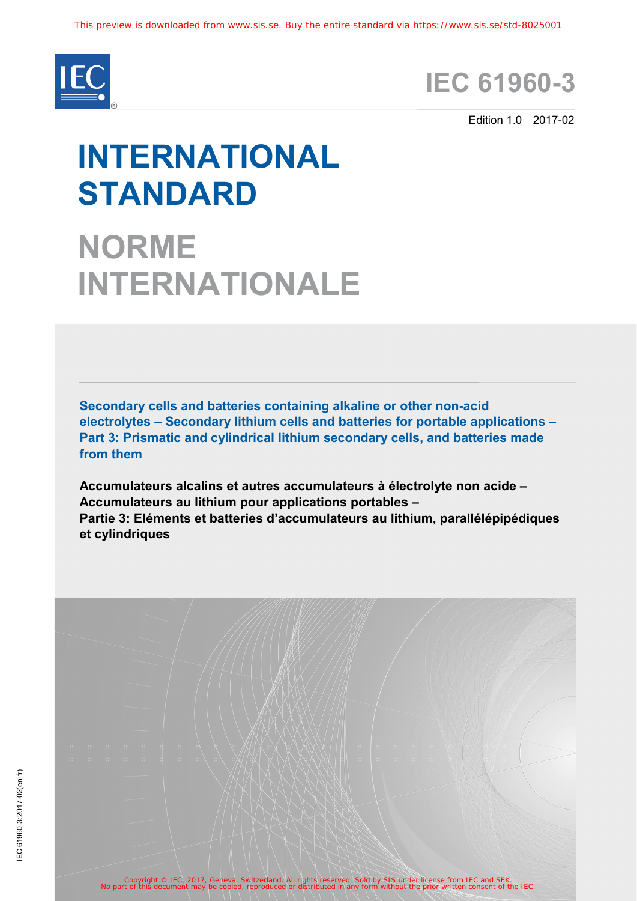This preview is downloaded from www.sis.se. Buy the entire standard via https://www.sis.se/std-8025001

# IEC 61960-3

Edition 1.0 2017-02

# INTERNATIONAL STANDARD

# NORME INTERNATIONALE

**Secondary cells and batteries containing alkaline or other non-acid electrolytes – Secondary lithium cells and batteries for portable applications – Part 3: Prismatic and cylindrical lithium secondary cells, and batteries made from them**

**Accumulateurs alcalins et autres accumulateurs à électrolyte non acide – Accumulateurs au lithium pour applications portables – Partie 3: Eléments et batteries d'accumulateurs au lithium, parallélépipédiques et cylindriques**

IEC 61960-3:2017-02(en-fr)

Copyright © IEC, 2017, Geneva, Switzerland. All rights reserved. Sold by SIS under license from IEC and SEK.
No part of this document may be copied, reproduced or distributed in any form without the prior written consent of the IEC.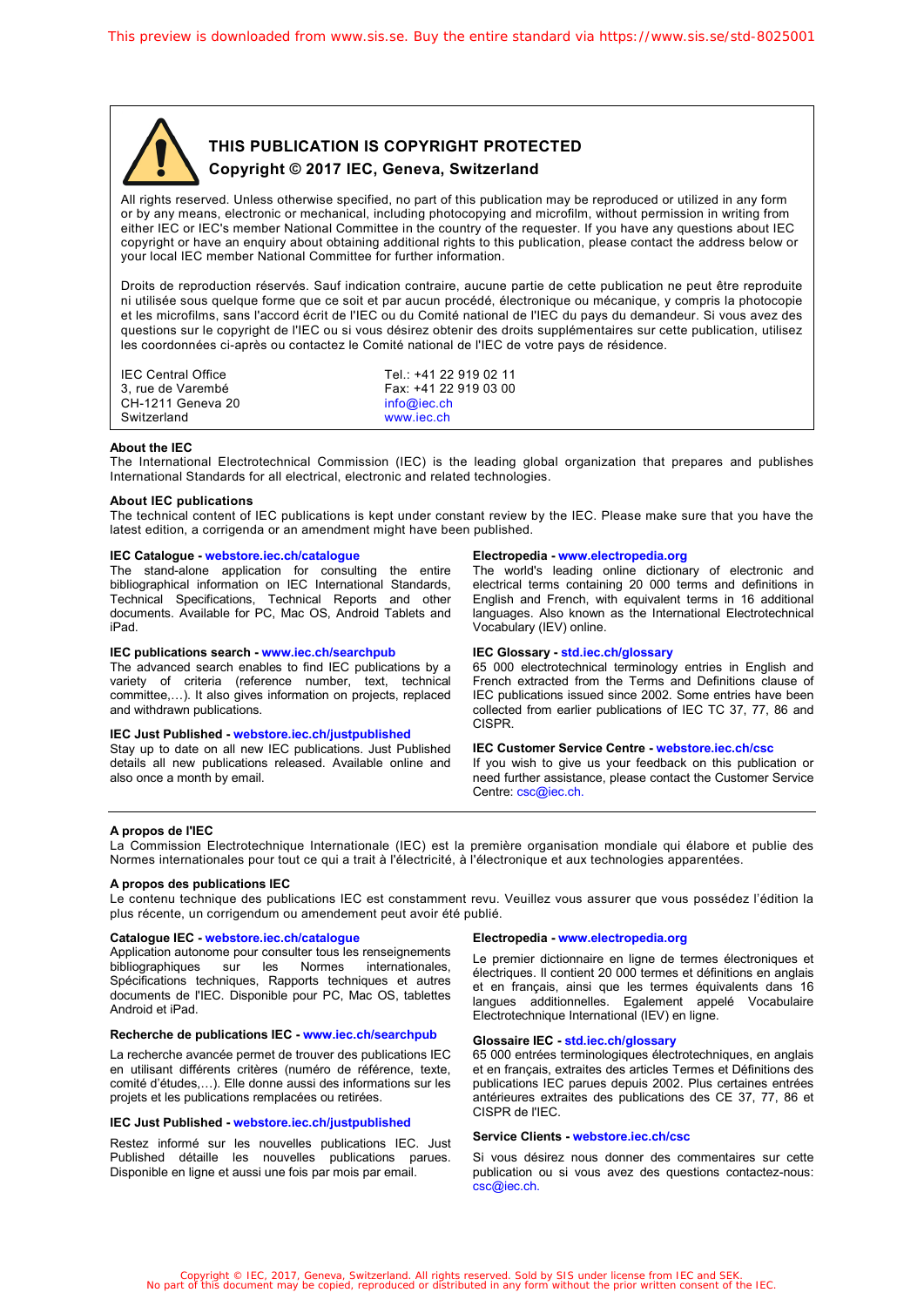## THIS PUBLICATION IS COPYRIGHT PROTECTED

**Copyright © 2017 IEC, Geneva, Switzerland**

All rights reserved. Unless otherwise specified, no part of this publication may be reproduced or utilized in any form or by any means, electronic or mechanical, including photocopying and microfilm, without permission in writing from either IEC or IEC's member National Committee in the country of the requester. If you have any questions about IEC copyright or have an enquiry about obtaining additional rights to this publication, please contact the address below or your local IEC member National Committee for further information.

Droits de reproduction réservés. Sauf indication contraire, aucune partie de cette publication ne peut être reproduite ni utilisée sous quelque forme que ce soit et par aucun procédé, électronique ou mécanique, y compris la photocopie et les microfilms, sans l'accord écrit de l'IEC ou du Comité national de l'IEC du pays du demandeur. Si vous avez des questions sur le copyright de l'IEC ou si vous désirez obtenir des droits supplémentaires sur cette publication, utilisez les coordonnées ci-après ou contactez le Comité national de l'IEC de votre pays de résidence.

IEC Central Office
3, rue de Varembé
CH-1211 Geneva 20
Switzerland

Tel.: +41 22 919 02 11
Fax: +41 22 919 03 00
info@iec.ch
www.iec.ch

**About the IEC**
The International Electrotechnical Commission (IEC) is the leading global organization that prepares and publishes International Standards for all electrical, electronic and related technologies.

**About IEC publications**
The technical content of IEC publications is kept under constant review by the IEC. Please make sure that you have the latest edition, a corrigenda or an amendment might have been published.

**IEC Catalogue - webstore.iec.ch/catalogue**
The stand-alone application for consulting the entire bibliographical information on IEC International Standards, Technical Specifications, Technical Reports and other documents. Available for PC, Mac OS, Android Tablets and iPad.

**IEC publications search - www.iec.ch/searchpub**
The advanced search enables to find IEC publications by a variety of criteria (reference number, text, technical committee,…). It also gives information on projects, replaced and withdrawn publications.

**IEC Just Published - webstore.iec.ch/justpublished**
Stay up to date on all new IEC publications. Just Published details all new publications released. Available online and also once a month by email.

**Electropedia - www.electropedia.org**
The world's leading online dictionary of electronic and electrical terms containing 20 000 terms and definitions in English and French, with equivalent terms in 16 additional languages. Also known as the International Electrotechnical Vocabulary (IEV) online.

**IEC Glossary - std.iec.ch/glossary**
65 000 electrotechnical terminology entries in English and French extracted from the Terms and Definitions clause of IEC publications issued since 2002. Some entries have been collected from earlier publications of IEC TC 37, 77, 86 and CISPR.

**IEC Customer Service Centre - webstore.iec.ch/csc**
If you wish to give us your feedback on this publication or need further assistance, please contact the Customer Service Centre: csc@iec.ch.

---

**A propos de l'IEC**
La Commission Electrotechnique Internationale (IEC) est la première organisation mondiale qui élabore et publie des Normes internationales pour tout ce qui a trait à l'électricité, à l'électronique et aux technologies apparentées.

**A propos des publications IEC**
Le contenu technique des publications IEC est constamment revu. Veuillez vous assurer que vous possédez l'édition la plus récente, un corrigendum ou amendement peut avoir été publié.

**Catalogue IEC - webstore.iec.ch/catalogue**
Application autonome pour consulter tous les renseignements bibliographiques sur les Normes internationales, Spécifications techniques, Rapports techniques et autres documents de l'IEC. Disponible pour PC, Mac OS, tablettes Android et iPad.

**Recherche de publications IEC - www.iec.ch/searchpub**
La recherche avancée permet de trouver des publications IEC en utilisant différents critères (numéro de référence, texte, comité d'études,…). Elle donne aussi des informations sur les projets et les publications remplacées ou retirées.

**IEC Just Published - webstore.iec.ch/justpublished**
Restez informé sur les nouvelles publications IEC. Just Published détaille les nouvelles publications parues. Disponible en ligne et aussi une fois par mois par email.

**Electropedia - www.electropedia.org**
Le premier dictionnaire en ligne de termes électroniques et électriques. Il contient 20 000 termes et définitions en anglais et en français, ainsi que les termes équivalents dans 16 langues additionnelles. Egalement appelé Vocabulaire Electrotechnique International (IEV) en ligne.

**Glossaire IEC - std.iec.ch/glossary**
65 000 entrées terminologiques électrotechniques, en anglais et en français, extraites des articles Termes et Définitions des publications IEC parues depuis 2002. Plus certaines entrées antérieures extraites des publications des CE 37, 77, 86 et CISPR de l'IEC.

**Service Clients - webstore.iec.ch/csc**
Si vous désirez nous donner des commentaires sur cette publication ou si vous avez des questions contactez-nous: csc@iec.ch.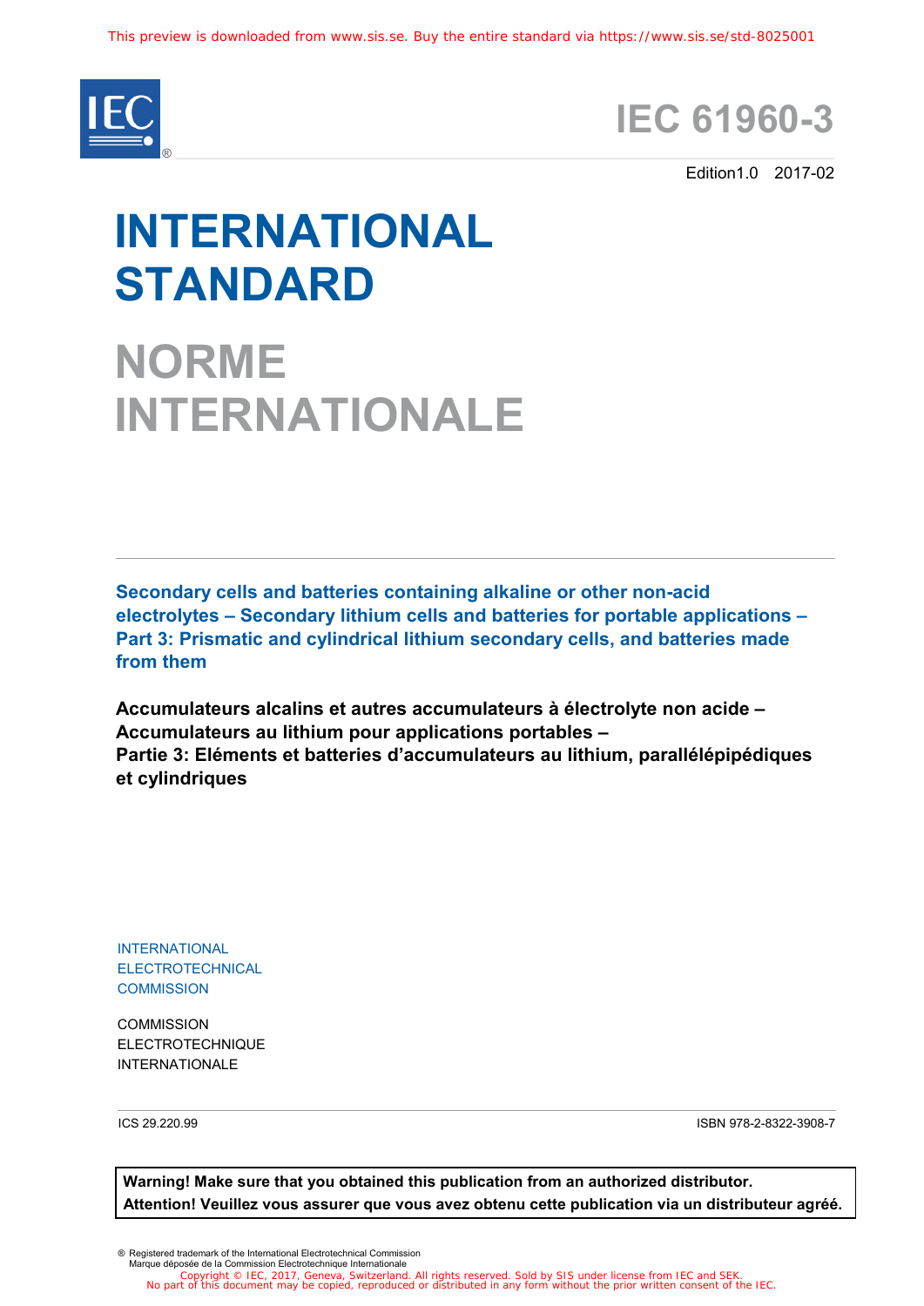# IEC 61960-3

Edition1.0 2017-02

# INTERNATIONAL STANDARD

# NORME INTERNATIONALE

**Secondary cells and batteries containing alkaline or other non-acid electrolytes – Secondary lithium cells and batteries for portable applications – Part 3: Prismatic and cylindrical lithium secondary cells, and batteries made from them**

**Accumulateurs alcalins et autres accumulateurs à électrolyte non acide – Accumulateurs au lithium pour applications portables – Partie 3: Eléments et batteries d'accumulateurs au lithium, parallélépipédiques et cylindriques**

INTERNATIONAL ELECTROTECHNICAL COMMISSION

COMMISSION ELECTROTECHNIQUE INTERNATIONALE

ICS 29.220.99

ISBN 978-2-8322-3908-7

**Warning! Make sure that you obtained this publication from an authorized distributor.**
**Attention! Veuillez vous assurer que vous avez obtenu cette publication via un distributeur agréé.**

® Registered trademark of the International Electrotechnical Commission
Marque déposée de la Commission Electrotechnique Internationale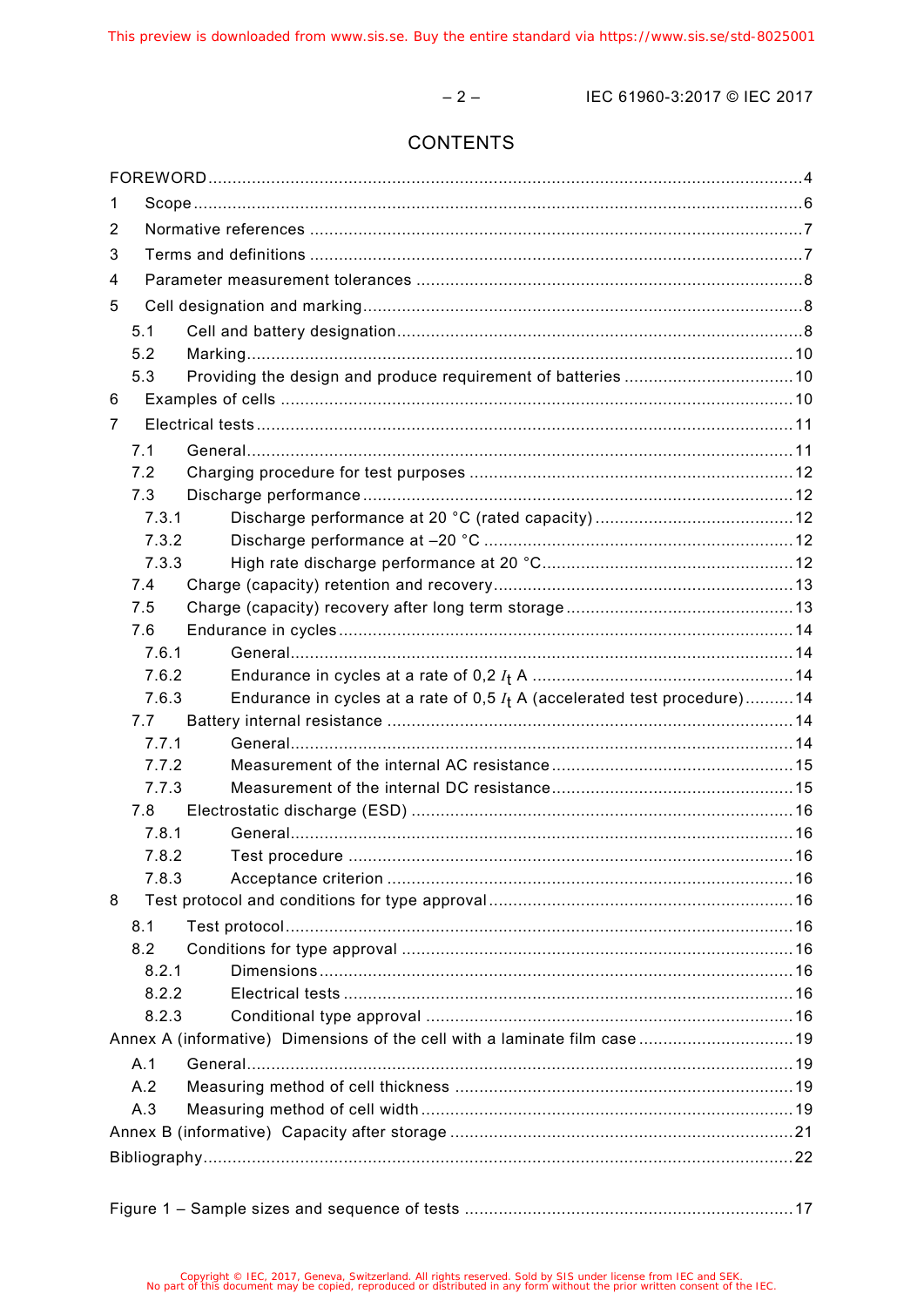# CONTENTS

FOREWORD .......... 4

1 Scope .......... 6

2 Normative references .......... 7

3 Terms and definitions .......... 7

4 Parameter measurement tolerances .......... 8

5 Cell designation and marking .......... 8

- 5.1 Cell and battery designation .......... 8
- 5.2 Marking .......... 10
- 5.3 Providing the design and produce requirement of batteries .......... 10

6 Examples of cells .......... 10

7 Electrical tests .......... 11

- 7.1 General .......... 11
- 7.2 Charging procedure for test purposes .......... 12
- 7.3 Discharge performance .......... 12
  - 7.3.1 Discharge performance at 20 °C (rated capacity) .......... 12
  - 7.3.2 Discharge performance at –20 °C .......... 12
  - 7.3.3 High rate discharge performance at 20 °C .......... 12
- 7.4 Charge (capacity) retention and recovery .......... 13
- 7.5 Charge (capacity) recovery after long term storage .......... 13
- 7.6 Endurance in cycles .......... 14
  - 7.6.1 General .......... 14
  - 7.6.2 Endurance in cycles at a rate of 0,2 $I_t$ A .......... 14
  - 7.6.3 Endurance in cycles at a rate of 0,5 $I_t$ A (accelerated test procedure) .......... 14
- 7.7 Battery internal resistance .......... 14
  - 7.7.1 General .......... 14
  - 7.7.2 Measurement of the internal AC resistance .......... 15
  - 7.7.3 Measurement of the internal DC resistance .......... 15
- 7.8 Electrostatic discharge (ESD) .......... 16
  - 7.8.1 General .......... 16
  - 7.8.2 Test procedure .......... 16
  - 7.8.3 Acceptance criterion .......... 16

8 Test protocol and conditions for type approval .......... 16

- 8.1 Test protocol .......... 16
- 8.2 Conditions for type approval .......... 16
  - 8.2.1 Dimensions .......... 16
  - 8.2.2 Electrical tests .......... 16
  - 8.2.3 Conditional type approval .......... 16

Annex A (informative) Dimensions of the cell with a laminate film case .......... 19

- A.1 General .......... 19
- A.2 Measuring method of cell thickness .......... 19
- A.3 Measuring method of cell width .......... 19

Annex B (informative) Capacity after storage .......... 21

Bibliography .......... 22

Figure 1 – Sample sizes and sequence of tests .......... 17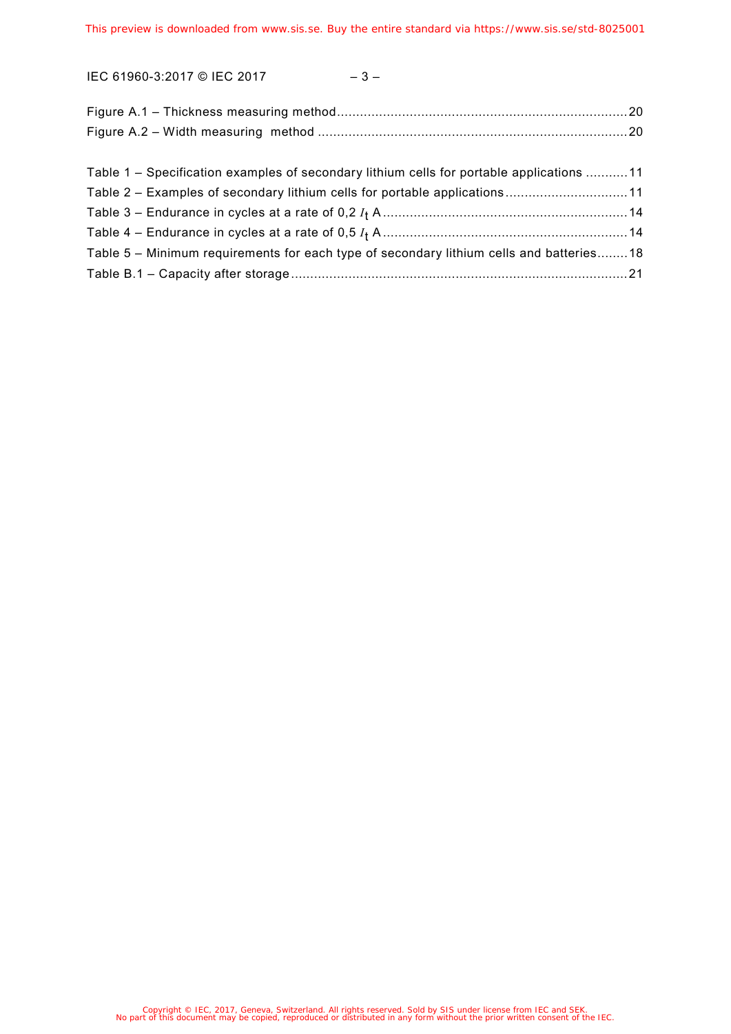Figure A.1 – Thickness measuring method .......................................................................... 20

Figure A.2 – Width measuring method ............................................................................... 20

Table 1 – Specification examples of secondary lithium cells for portable applications ........... 11

Table 2 – Examples of secondary lithium cells for portable applications ................................ 11

Table 3 – Endurance in cycles at a rate of 0,2 $I_t$ A ............................................................... 14

Table 4 – Endurance in cycles at a rate of 0,5 $I_t$ A ............................................................... 14

Table 5 – Minimum requirements for each type of secondary lithium cells and batteries ........ 18

Table B.1 – Capacity after storage ....................................................................................... 21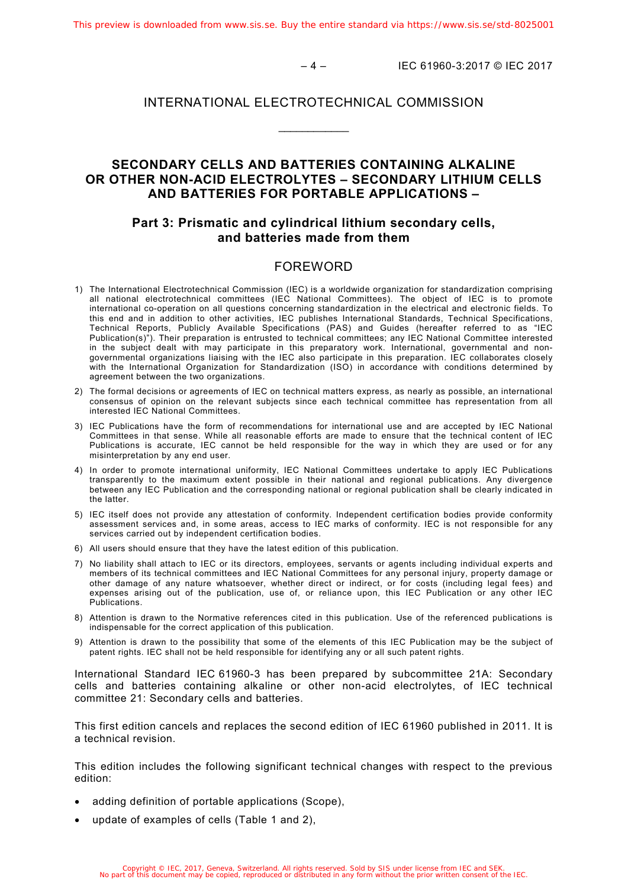# INTERNATIONAL ELECTROTECHNICAL COMMISSION

___________

## SECONDARY CELLS AND BATTERIES CONTAINING ALKALINE OR OTHER NON-ACID ELECTROLYTES – SECONDARY LITHIUM CELLS AND BATTERIES FOR PORTABLE APPLICATIONS –

## Part 3: Prismatic and cylindrical lithium secondary cells, and batteries made from them

## FOREWORD

1) The International Electrotechnical Commission (IEC) is a worldwide organization for standardization comprising all national electrotechnical committees (IEC National Committees). The object of IEC is to promote international co-operation on all questions concerning standardization in the electrical and electronic fields. To this end and in addition to other activities, IEC publishes International Standards, Technical Specifications, Technical Reports, Publicly Available Specifications (PAS) and Guides (hereafter referred to as "IEC Publication(s)"). Their preparation is entrusted to technical committees; any IEC National Committee interested in the subject dealt with may participate in this preparatory work. International, governmental and non-governmental organizations liaising with the IEC also participate in this preparation. IEC collaborates closely with the International Organization for Standardization (ISO) in accordance with conditions determined by agreement between the two organizations.
2) The formal decisions or agreements of IEC on technical matters express, as nearly as possible, an international consensus of opinion on the relevant subjects since each technical committee has representation from all interested IEC National Committees.
3) IEC Publications have the form of recommendations for international use and are accepted by IEC National Committees in that sense. While all reasonable efforts are made to ensure that the technical content of IEC Publications is accurate, IEC cannot be held responsible for the way in which they are used or for any misinterpretation by any end user.
4) In order to promote international uniformity, IEC National Committees undertake to apply IEC Publications transparently to the maximum extent possible in their national and regional publications. Any divergence between any IEC Publication and the corresponding national or regional publication shall be clearly indicated in the latter.
5) IEC itself does not provide any attestation of conformity. Independent certification bodies provide conformity assessment services and, in some areas, access to IEC marks of conformity. IEC is not responsible for any services carried out by independent certification bodies.
6) All users should ensure that they have the latest edition of this publication.
7) No liability shall attach to IEC or its directors, employees, servants or agents including individual experts and members of its technical committees and IEC National Committees for any personal injury, property damage or other damage of any nature whatsoever, whether direct or indirect, or for costs (including legal fees) and expenses arising out of the publication, use of, or reliance upon, this IEC Publication or any other IEC Publications.
8) Attention is drawn to the Normative references cited in this publication. Use of the referenced publications is indispensable for the correct application of this publication.
9) Attention is drawn to the possibility that some of the elements of this IEC Publication may be the subject of patent rights. IEC shall not be held responsible for identifying any or all such patent rights.

International Standard IEC 61960-3 has been prepared by subcommittee 21A: Secondary cells and batteries containing alkaline or other non-acid electrolytes, of IEC technical committee 21: Secondary cells and batteries.

This first edition cancels and replaces the second edition of IEC 61960 published in 2011. It is a technical revision.

This edition includes the following significant technical changes with respect to the previous edition:

- adding definition of portable applications (Scope),
- update of examples of cells (Table 1 and 2),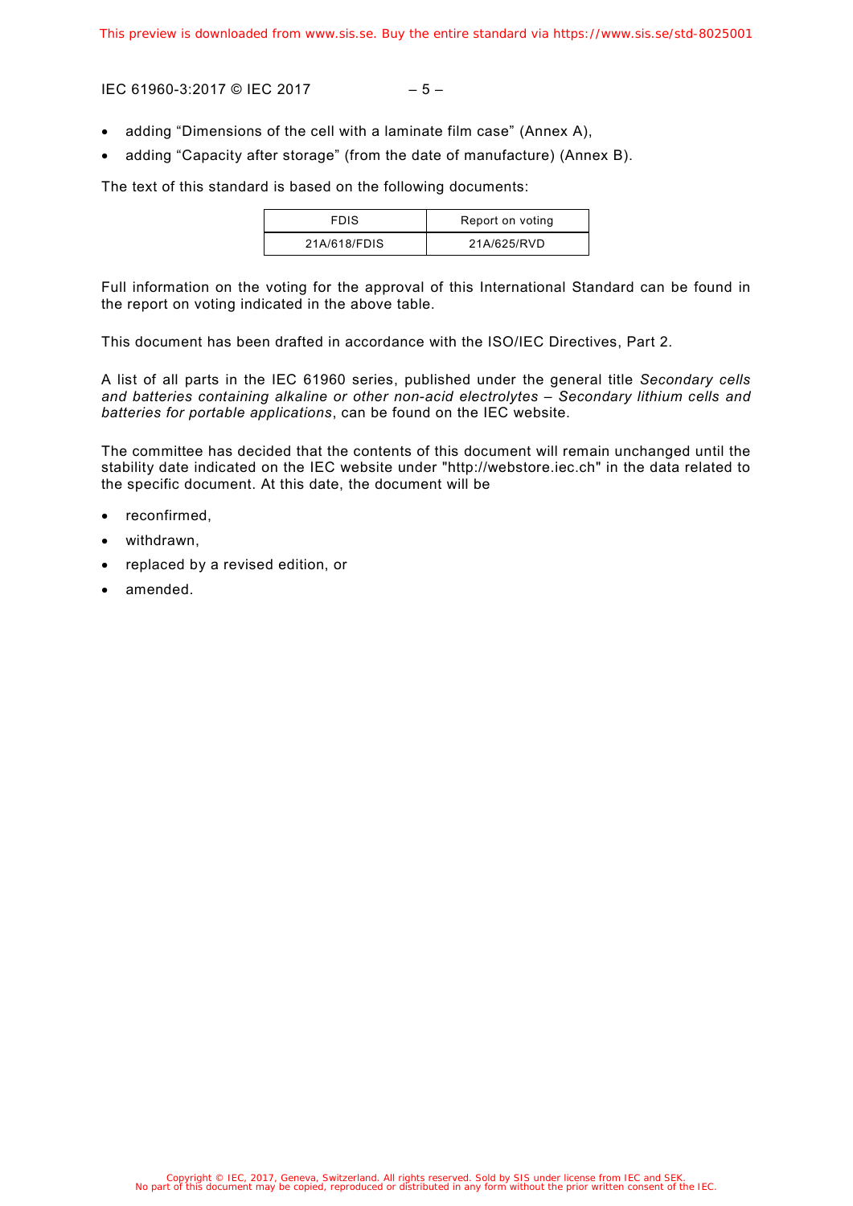- adding “Dimensions of the cell with a laminate film case” (Annex A),
- adding “Capacity after storage” (from the date of manufacture) (Annex B).

The text of this standard is based on the following documents:

| FDIS | Report on voting |
|---|---|
| 21A/618/FDIS | 21A/625/RVD |

Full information on the voting for the approval of this International Standard can be found in the report on voting indicated in the above table.

This document has been drafted in accordance with the ISO/IEC Directives, Part 2.

A list of all parts in the IEC 61960 series, published under the general title *Secondary cells and batteries containing alkaline or other non-acid electrolytes – Secondary lithium cells and batteries for portable applications*, can be found on the IEC website.

The committee has decided that the contents of this document will remain unchanged until the stability date indicated on the IEC website under "http://webstore.iec.ch" in the data related to the specific document. At this date, the document will be

- reconfirmed,
- withdrawn,
- replaced by a revised edition, or
- amended.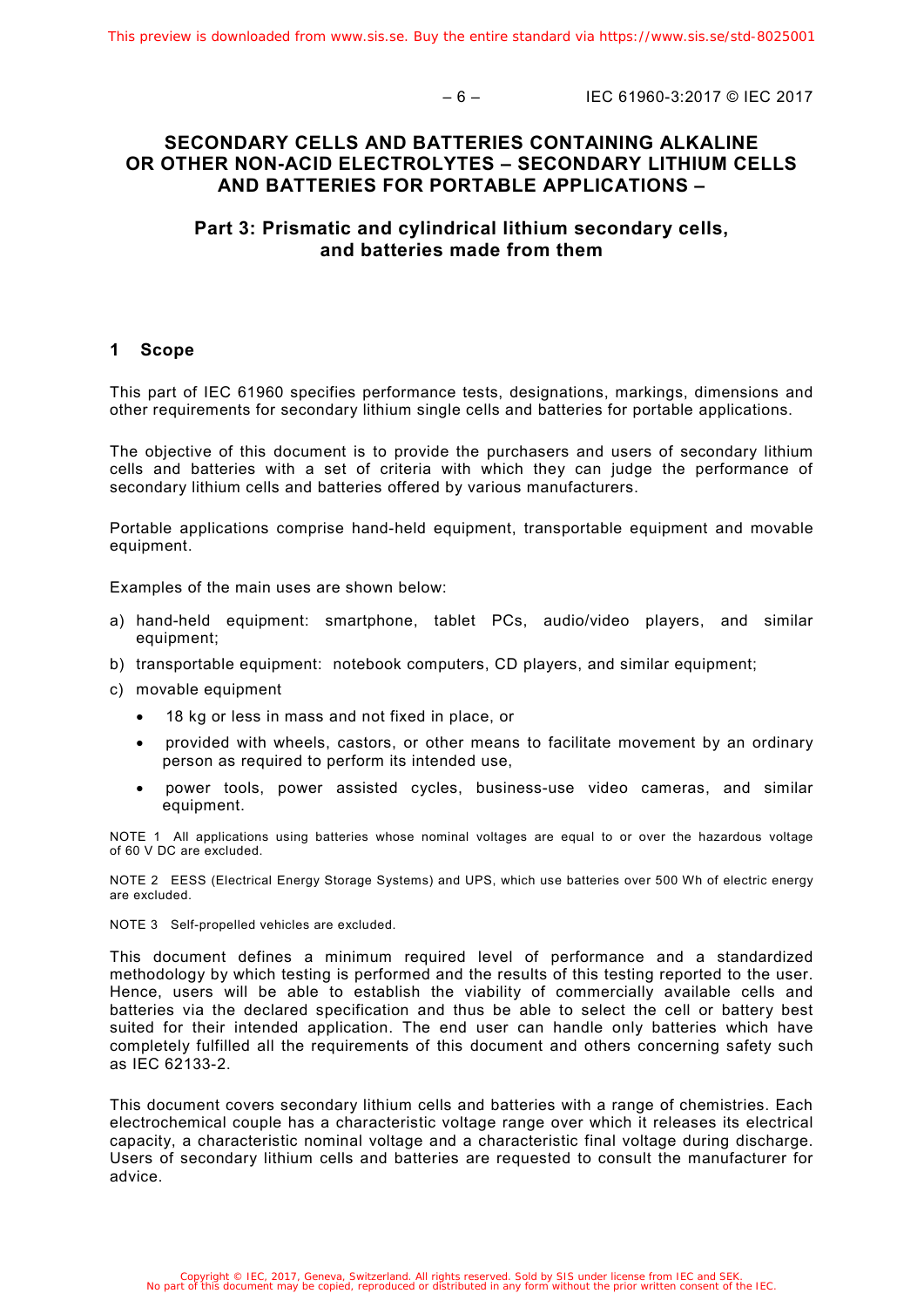# SECONDARY CELLS AND BATTERIES CONTAINING ALKALINE OR OTHER NON-ACID ELECTROLYTES – SECONDARY LITHIUM CELLS AND BATTERIES FOR PORTABLE APPLICATIONS –

## Part 3: Prismatic and cylindrical lithium secondary cells, and batteries made from them

## 1 Scope

This part of IEC 61960 specifies performance tests, designations, markings, dimensions and other requirements for secondary lithium single cells and batteries for portable applications.

The objective of this document is to provide the purchasers and users of secondary lithium cells and batteries with a set of criteria with which they can judge the performance of secondary lithium cells and batteries offered by various manufacturers.

Portable applications comprise hand-held equipment, transportable equipment and movable equipment.

Examples of the main uses are shown below:

a) hand-held equipment: smartphone, tablet PCs, audio/video players, and similar equipment;
b) transportable equipment: notebook computers, CD players, and similar equipment;
c) movable equipment
   - 18 kg or less in mass and not fixed in place, or
   - provided with wheels, castors, or other means to facilitate movement by an ordinary person as required to perform its intended use,
   - power tools, power assisted cycles, business-use video cameras, and similar equipment.

NOTE 1 All applications using batteries whose nominal voltages are equal to or over the hazardous voltage of 60 V DC are excluded.

NOTE 2 EESS (Electrical Energy Storage Systems) and UPS, which use batteries over 500 Wh of electric energy are excluded.

NOTE 3 Self-propelled vehicles are excluded.

This document defines a minimum required level of performance and a standardized methodology by which testing is performed and the results of this testing reported to the user. Hence, users will be able to establish the viability of commercially available cells and batteries via the declared specification and thus be able to select the cell or battery best suited for their intended application. The end user can handle only batteries which have completely fulfilled all the requirements of this document and others concerning safety such as IEC 62133-2.

This document covers secondary lithium cells and batteries with a range of chemistries. Each electrochemical couple has a characteristic voltage range over which it releases its electrical capacity, a characteristic nominal voltage and a characteristic final voltage during discharge. Users of secondary lithium cells and batteries are requested to consult the manufacturer for advice.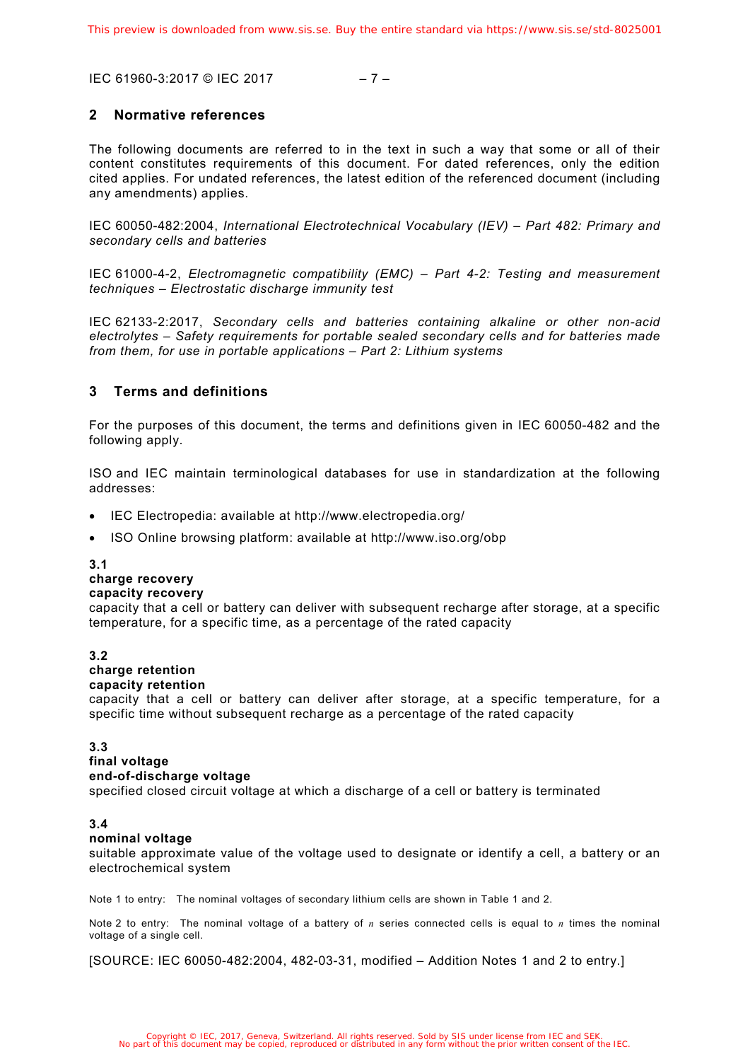## 2 Normative references

The following documents are referred to in the text in such a way that some or all of their content constitutes requirements of this document. For dated references, only the edition cited applies. For undated references, the latest edition of the referenced document (including any amendments) applies.

IEC 60050-482:2004, *International Electrotechnical Vocabulary (IEV) – Part 482: Primary and secondary cells and batteries*

IEC 61000-4-2, *Electromagnetic compatibility (EMC) – Part 4-2: Testing and measurement techniques – Electrostatic discharge immunity test*

IEC 62133-2:2017, *Secondary cells and batteries containing alkaline or other non-acid electrolytes – Safety requirements for portable sealed secondary cells and for batteries made from them, for use in portable applications – Part 2: Lithium systems*

## 3 Terms and definitions

For the purposes of this document, the terms and definitions given in IEC 60050-482 and the following apply.

ISO and IEC maintain terminological databases for use in standardization at the following addresses:

- IEC Electropedia: available at http://www.electropedia.org/
- ISO Online browsing platform: available at http://www.iso.org/obp

**3.1**
**charge recovery**
**capacity recovery**
capacity that a cell or battery can deliver with subsequent recharge after storage, at a specific temperature, for a specific time, as a percentage of the rated capacity

**3.2**
**charge retention**
**capacity retention**
capacity that a cell or battery can deliver after storage, at a specific temperature, for a specific time without subsequent recharge as a percentage of the rated capacity

**3.3**
**final voltage**
**end-of-discharge voltage**
specified closed circuit voltage at which a discharge of a cell or battery is terminated

**3.4**
**nominal voltage**
suitable approximate value of the voltage used to designate or identify a cell, a battery or an electrochemical system

Note 1 to entry: The nominal voltages of secondary lithium cells are shown in Table 1 and 2.

Note 2 to entry: The nominal voltage of a battery of $n$ series connected cells is equal to $n$ times the nominal voltage of a single cell.

[SOURCE: IEC 60050-482:2004, 482-03-31, modified – Addition Notes 1 and 2 to entry.]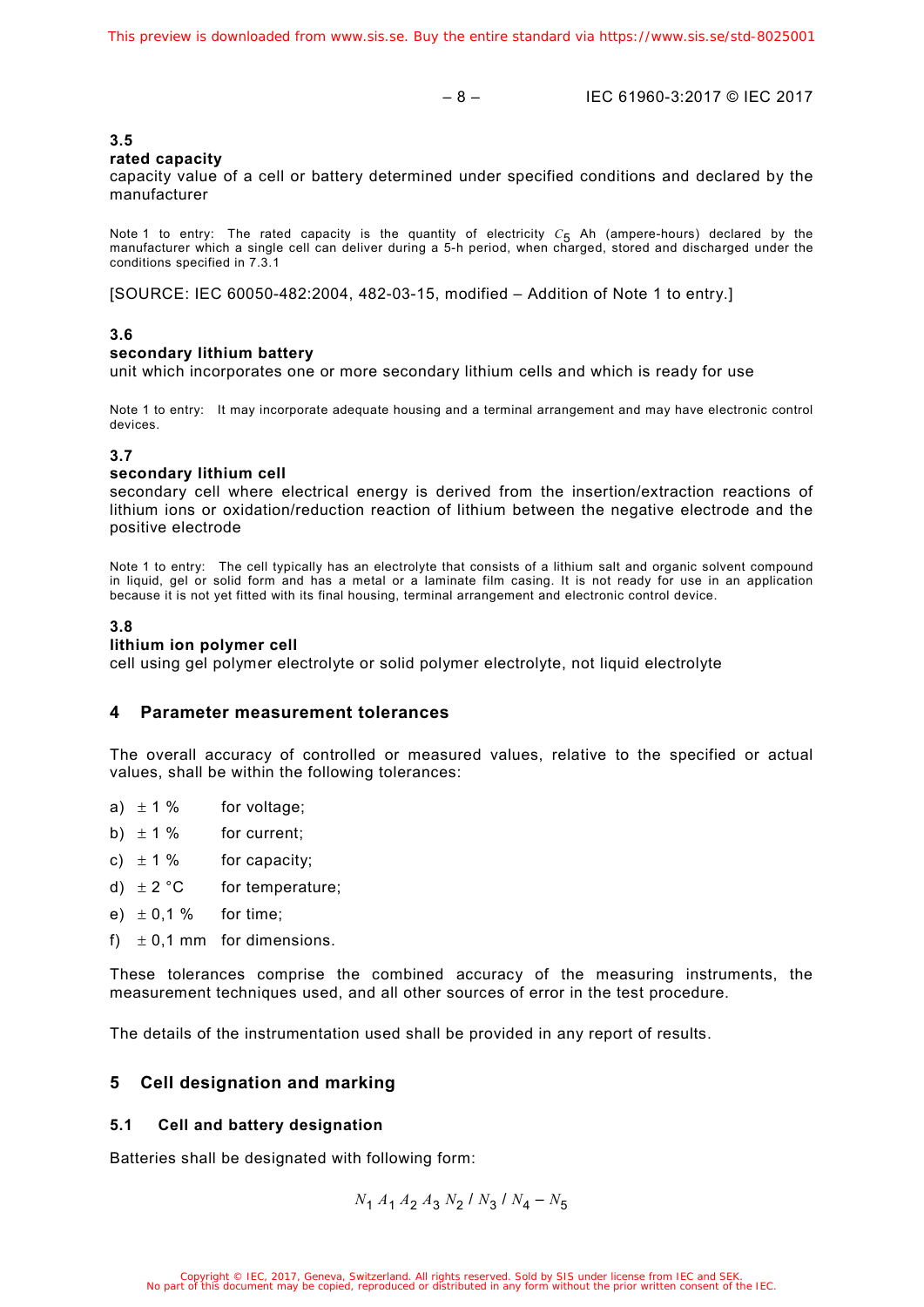### 3.5

**rated capacity**

capacity value of a cell or battery determined under specified conditions and declared by the manufacturer

Note 1 to entry: The rated capacity is the quantity of electricity $C_5$ Ah (ampere-hours) declared by the manufacturer which a single cell can deliver during a 5-h period, when charged, stored and discharged under the conditions specified in 7.3.1

[SOURCE: IEC 60050-482:2004, 482-03-15, modified – Addition of Note 1 to entry.]

### 3.6

**secondary lithium battery**

unit which incorporates one or more secondary lithium cells and which is ready for use

Note 1 to entry: It may incorporate adequate housing and a terminal arrangement and may have electronic control devices.

### 3.7

**secondary lithium cell**

secondary cell where electrical energy is derived from the insertion/extraction reactions of lithium ions or oxidation/reduction reaction of lithium between the negative electrode and the positive electrode

Note 1 to entry: The cell typically has an electrolyte that consists of a lithium salt and organic solvent compound in liquid, gel or solid form and has a metal or a laminate film casing. It is not ready for use in an application because it is not yet fitted with its final housing, terminal arrangement and electronic control device.

### 3.8

**lithium ion polymer cell**

cell using gel polymer electrolyte or solid polymer electrolyte, not liquid electrolyte

## 4 Parameter measurement tolerances

The overall accuracy of controlled or measured values, relative to the specified or actual values, shall be within the following tolerances:

a) ± 1 % for voltage;

b) ± 1 % for current;

c) ± 1 % for capacity;

d) ± 2 °C for temperature;

e) ± 0,1 % for time;

f) ± 0,1 mm for dimensions.

These tolerances comprise the combined accuracy of the measuring instruments, the measurement techniques used, and all other sources of error in the test procedure.

The details of the instrumentation used shall be provided in any report of results.

## 5 Cell designation and marking

### 5.1 Cell and battery designation

Batteries shall be designated with following form:

$$N_1 \, A_1 \, A_2 \, A_3 \, N_2 \, / \, N_3 \, / \, N_4 - N_5$$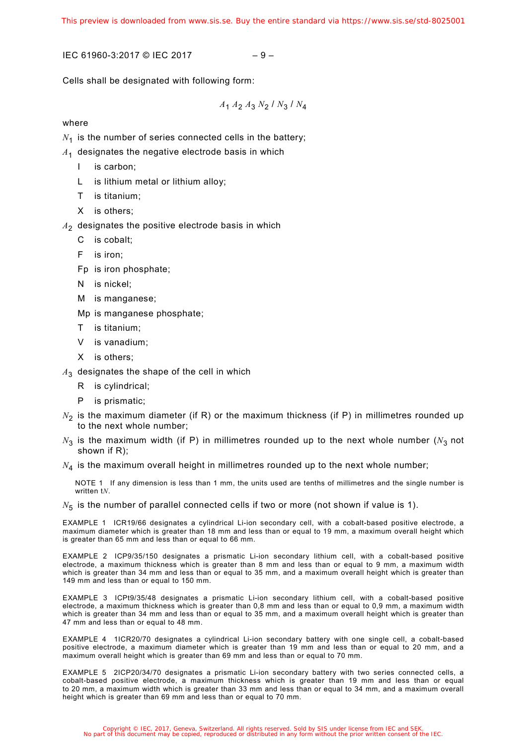Cells shall be designated with following form:

$$A_1 \, A_2 \, A_3 \, N_2 \, / \, N_3 \, / \, N_4$$

where

$N_1$ is the number of series connected cells in the battery;

$A_1$ designates the negative electrode basis in which

- I is carbon;
- L is lithium metal or lithium alloy;
- T is titanium;
- X is others;

$A_2$ designates the positive electrode basis in which

- C is cobalt;
- F is iron;
- Fp is iron phosphate;
- N is nickel;
- M is manganese;
- Mp is manganese phosphate;
- T is titanium;
- V is vanadium;
- X is others;

$A_3$ designates the shape of the cell in which

- R is cylindrical;
- P is prismatic;

$N_2$ is the maximum diameter (if R) or the maximum thickness (if P) in millimetres rounded up to the next whole number;

$N_3$ is the maximum width (if P) in millimetres rounded up to the next whole number ($N_3$ not shown if R);

$N_4$ is the maximum overall height in millimetres rounded up to the next whole number;

NOTE 1 If any dimension is less than 1 mm, the units used are tenths of millimetres and the single number is written t$N$.

$N_5$ is the number of parallel connected cells if two or more (not shown if value is 1).

EXAMPLE 1 ICR19/66 designates a cylindrical Li-ion secondary cell, with a cobalt-based positive electrode, a maximum diameter which is greater than 18 mm and less than or equal to 19 mm, a maximum overall height which is greater than 65 mm and less than or equal to 66 mm.

EXAMPLE 2 ICP9/35/150 designates a prismatic Li-ion secondary lithium cell, with a cobalt-based positive electrode, a maximum thickness which is greater than 8 mm and less than or equal to 9 mm, a maximum width which is greater than 34 mm and less than or equal to 35 mm, and a maximum overall height which is greater than 149 mm and less than or equal to 150 mm.

EXAMPLE 3 ICPt9/35/48 designates a prismatic Li-ion secondary lithium cell, with a cobalt-based positive electrode, a maximum thickness which is greater than 0,8 mm and less than or equal to 0,9 mm, a maximum width which is greater than 34 mm and less than or equal to 35 mm, and a maximum overall height which is greater than 47 mm and less than or equal to 48 mm.

EXAMPLE 4 1ICR20/70 designates a cylindrical Li-ion secondary battery with one single cell, a cobalt-based positive electrode, a maximum diameter which is greater than 19 mm and less than or equal to 20 mm, and a maximum overall height which is greater than 69 mm and less than or equal to 70 mm.

EXAMPLE 5 2ICP20/34/70 designates a prismatic Li-ion secondary battery with two series connected cells, a cobalt-based positive electrode, a maximum thickness which is greater than 19 mm and less than or equal to 20 mm, a maximum width which is greater than 33 mm and less than or equal to 34 mm, and a maximum overall height which is greater than 69 mm and less than or equal to 70 mm.